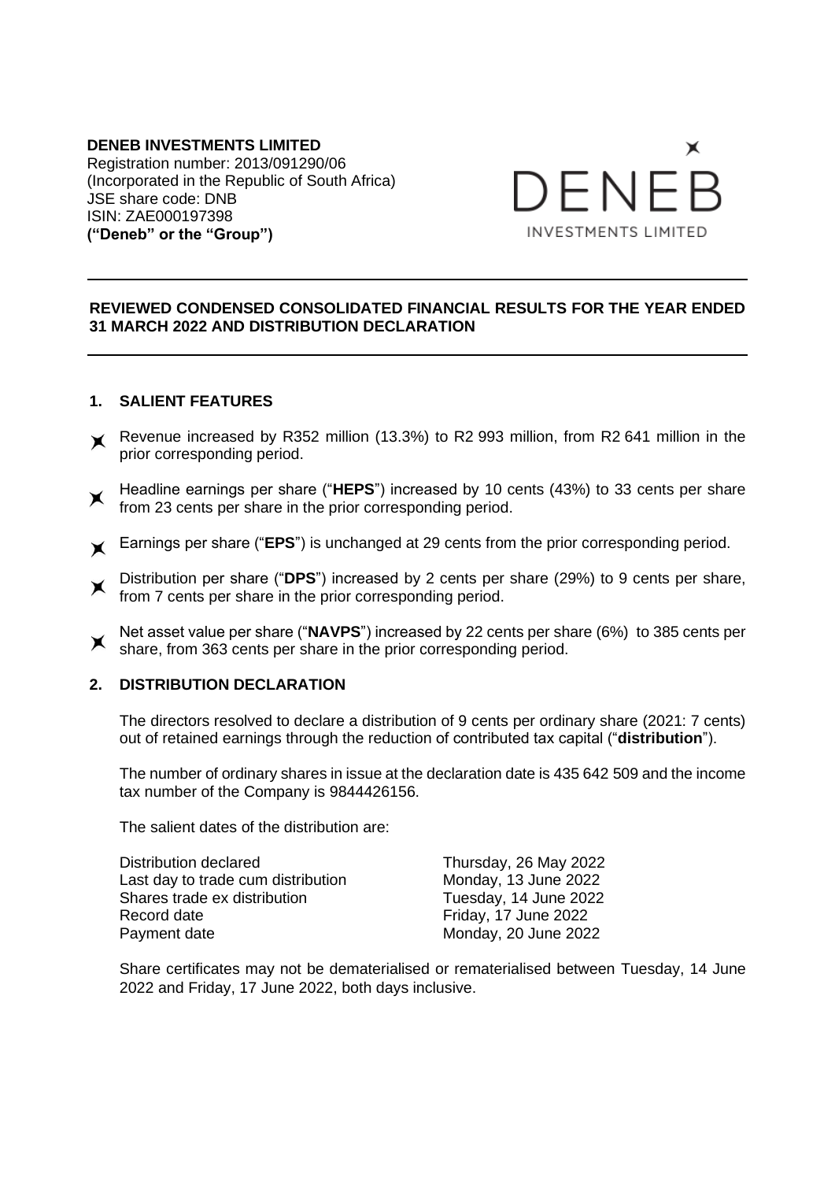**DENEB INVESTMENTS LIMITED**
Registration number: 2013/091290/06
(Incorporated in the Republic of South Africa)
JSE share code: DNB
ISIN: ZAE000197398
**("Deneb" or the "Group")**

DENEB
INVESTMENTS LIMITED

---

**REVIEWED CONDENSED CONSOLIDATED FINANCIAL RESULTS FOR THE YEAR ENDED 31 MARCH 2022 AND DISTRIBUTION DECLARATION**

---

## 1. SALIENT FEATURES

- Revenue increased by R352 million (13.3%) to R2 993 million, from R2 641 million in the prior corresponding period.
- Headline earnings per share ("**HEPS**") increased by 10 cents (43%) to 33 cents per share from 23 cents per share in the prior corresponding period.
- Earnings per share ("**EPS**") is unchanged at 29 cents from the prior corresponding period.
- Distribution per share ("**DPS**") increased by 2 cents per share (29%) to 9 cents per share, from 7 cents per share in the prior corresponding period.
- Net asset value per share ("**NAVPS**") increased by 22 cents per share (6%) to 385 cents per share, from 363 cents per share in the prior corresponding period.

## 2. DISTRIBUTION DECLARATION

The directors resolved to declare a distribution of 9 cents per ordinary share (2021: 7 cents) out of retained earnings through the reduction of contributed tax capital ("**distribution**").

The number of ordinary shares in issue at the declaration date is 435 642 509 and the income tax number of the Company is 9844426156.

The salient dates of the distribution are:

| | |
|---|---|
| Distribution declared | Thursday, 26 May 2022 |
| Last day to trade cum distribution | Monday, 13 June 2022 |
| Shares trade ex distribution | Tuesday, 14 June 2022 |
| Record date | Friday, 17 June 2022 |
| Payment date | Monday, 20 June 2022 |

Share certificates may not be dematerialised or rematerialised between Tuesday, 14 June 2022 and Friday, 17 June 2022, both days inclusive.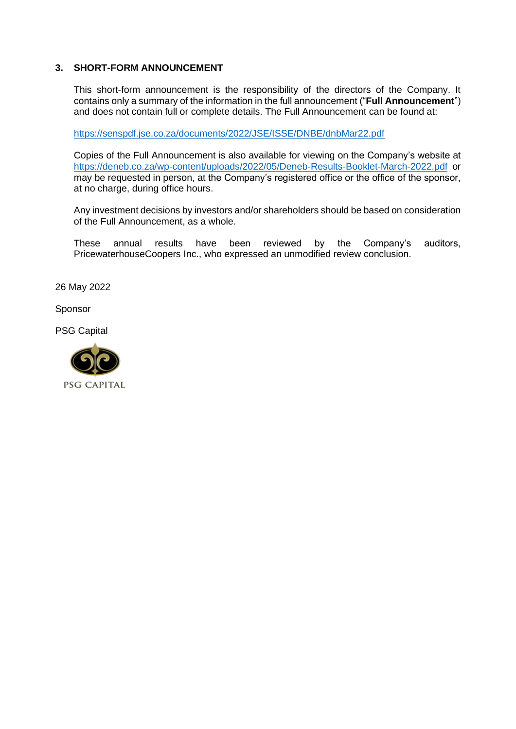## 3. SHORT-FORM ANNOUNCEMENT

This short-form announcement is the responsibility of the directors of the Company. It contains only a summary of the information in the full announcement ("**Full Announcement**") and does not contain full or complete details. The Full Announcement can be found at:

https://senspdf.jse.co.za/documents/2022/JSE/ISSE/DNBE/dnbMar22.pdf

Copies of the Full Announcement is also available for viewing on the Company's website at https://deneb.co.za/wp-content/uploads/2022/05/Deneb-Results-Booklet-March-2022.pdf or may be requested in person, at the Company's registered office or the office of the sponsor, at no charge, during office hours.

Any investment decisions by investors and/or shareholders should be based on consideration of the Full Announcement, as a whole.

These annual results have been reviewed by the Company's auditors, PricewaterhouseCoopers Inc., who expressed an unmodified review conclusion.

26 May 2022

Sponsor

PSG Capital

PSG CAPITAL